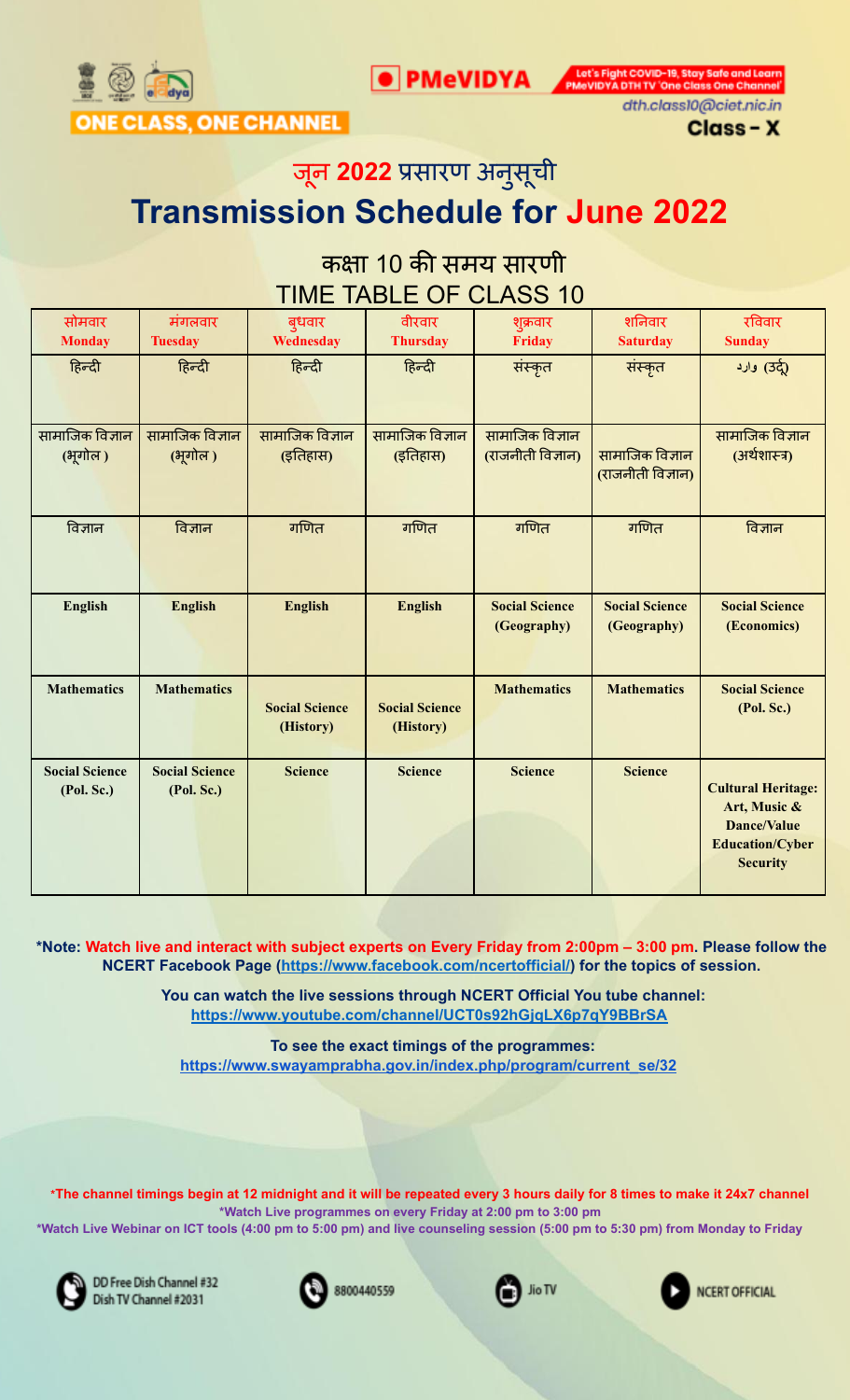ONE CLASS, ONE CHANNEL

PMeVIDYA

Let's Fight COVID-19, Stay Safe and Learn PMeVIDYA DTH TV 'One Class One Channel'

dth.class10@ciet.nic.in

Class - X

# जून 2022 प्रसारण अनुसूची

# Transmission Schedule for June 2022

## कक्षा 10 की समय सारणी

## TIME TABLE OF CLASS 10

| सोमवार Monday | मंगलवार Tuesday | बुधवार Wednesday | वीरवार Thursday | शुक्रवार Friday | शनिवार Saturday | रविवार Sunday |
|---|---|---|---|---|---|---|
| हिन्दी | हिन्दी | हिन्दी | हिन्दी | संस्कृत | संस्कृत | اردو (उर्दू) |
| सामाजिक विज्ञान (भूगोल ) | सामाजिक विज्ञान (भूगोल ) | सामाजिक विज्ञान (इतिहास) | सामाजिक विज्ञान (इतिहास) | सामाजिक विज्ञान (राजनीती विज्ञान) | सामाजिक विज्ञान (राजनीती विज्ञान) | सामाजिक विज्ञान (अर्थशास्त्र) |
| विज्ञान | विज्ञान | गणित | गणित | गणित | गणित | विज्ञान |
| **English** | **English** | **English** | **English** | **Social Science (Geography)** | **Social Science (Geography)** | **Social Science (Economics)** |
| **Mathematics** | **Mathematics** | **Social Science (History)** | **Social Science (History)** | **Mathematics** | **Mathematics** | **Social Science (Pol. Sc.)** |
| **Social Science (Pol. Sc.)** | **Social Science (Pol. Sc.)** | **Science** | **Science** | **Science** | **Science** | **Cultural Heritage: Art, Music & Dance/Value Education/Cyber Security** |

**\*Note: Watch live and interact with subject experts on Every Friday from 2:00pm – 3:00 pm. Please follow the NCERT Facebook Page (https://www.facebook.com/ncertofficial/) for the topics of session.**

**You can watch the live sessions through NCERT Official You tube channel: https://www.youtube.com/channel/UCT0s92hGjqLX6p7qY9BBrSA**

**To see the exact timings of the programmes: https://www.swayamprabha.gov.in/index.php/program/current_se/32**

**\*The channel timings begin at 12 midnight and it will be repeated every 3 hours daily for 8 times to make it 24x7 channel**
**\*Watch Live programmes on every Friday at 2:00 pm to 3:00 pm**
**\*Watch Live Webinar on ICT tools (4:00 pm to 5:00 pm) and live counseling session (5:00 pm to 5:30 pm) from Monday to Friday**

DD Free Dish Channel #32
Dish TV Channel #2031

8800440559

Jio TV

NCERT OFFICIAL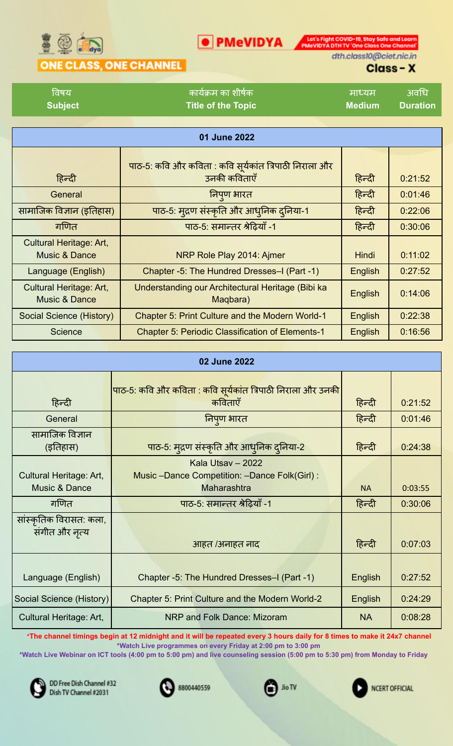ONE CLASS, ONE CHANNEL

PMeVIDYA

Let's Fight COVID-19, Stay Safe and Learn PMeVIDYA DTH TV 'One Class One Channel'

dth.class10@ciet.nic.in

**Class - X**

| विषय Subject | कार्यक्रम का शीर्षक Title of the Topic | माध्यम Medium | अवधि Duration |
|---|---|---|---|
| **01 June 2022** | | | |
| हिन्दी | पाठ-5: कवि और कविता : कवि सूर्यकांत त्रिपाठी निराला और उनकी कविताएँ | हिन्दी | 0:21:52 |
| General | निपुण भारत | हिन्दी | 0:01:46 |
| सामाजिक विज्ञान (इतिहास) | पाठ-5: मुद्रण संस्कृति और आधुनिक दुनिया-1 | हिन्दी | 0:22:06 |
| गणित | पाठ-5: समान्तर श्रेढ़ियाँ -1 | हिन्दी | 0:30:06 |
| Cultural Heritage: Art, Music & Dance | NRP Role Play 2014: Ajmer | Hindi | 0:11:02 |
| Language (English) | Chapter -5: The Hundred Dresses–I (Part -1) | English | 0:27:52 |
| Cultural Heritage: Art, Music & Dance | Understanding our Architectural Heritage (Bibi ka Maqbara) | English | 0:14:06 |
| Social Science (History) | Chapter 5: Print Culture and the Modern World-1 | English | 0:22:38 |
| Science | Chapter 5: Periodic Classification of Elements-1 | English | 0:16:56 |
| **02 June 2022** | | | |
| हिन्दी | पाठ-5: कवि और कविता : कवि सूर्यकांत त्रिपाठी निराला और उनकी कविताएँ | हिन्दी | 0:21:52 |
| General | निपुण भारत | हिन्दी | 0:01:46 |
| सामाजिक विज्ञान (इतिहास) | पाठ-5: मुद्रण संस्कृति और आधुनिक दुनिया-2 | हिन्दी | 0:24:38 |
| Cultural Heritage: Art, Music & Dance | Kala Utsav – 2022 Music –Dance Competition: –Dance Folk(Girl) : Maharashtra | NA | 0:03:55 |
| गणित | पाठ-5: समान्तर श्रेढ़ियाँ -1 | हिन्दी | 0:30:06 |
| सांस्कृतिक विरासत: कला, संगीत और नृत्य | आहत /अनाहत नाद | हिन्दी | 0:07:03 |
| Language (English) | Chapter -5: The Hundred Dresses–I (Part -1) | English | 0:27:52 |
| Social Science (History) | Chapter 5: Print Culture and the Modern World-2 | English | 0:24:29 |
| Cultural Heritage: Art, | NRP and Folk Dance: Mizoram | NA | 0:08:28 |

**\*The channel timings begin at 12 midnight and it will be repeated every 3 hours daily for 8 times to make it 24x7 channel**

**\*Watch Live programmes on every Friday at 2:00 pm to 3:00 pm**

**\*Watch Live Webinar on ICT tools (4:00 pm to 5:00 pm) and live counseling session (5:00 pm to 5:30 pm) from Monday to Friday**

DD Free Dish Channel #32
Dish TV Channel #2031

8800440559

Jio TV

NCERT OFFICIAL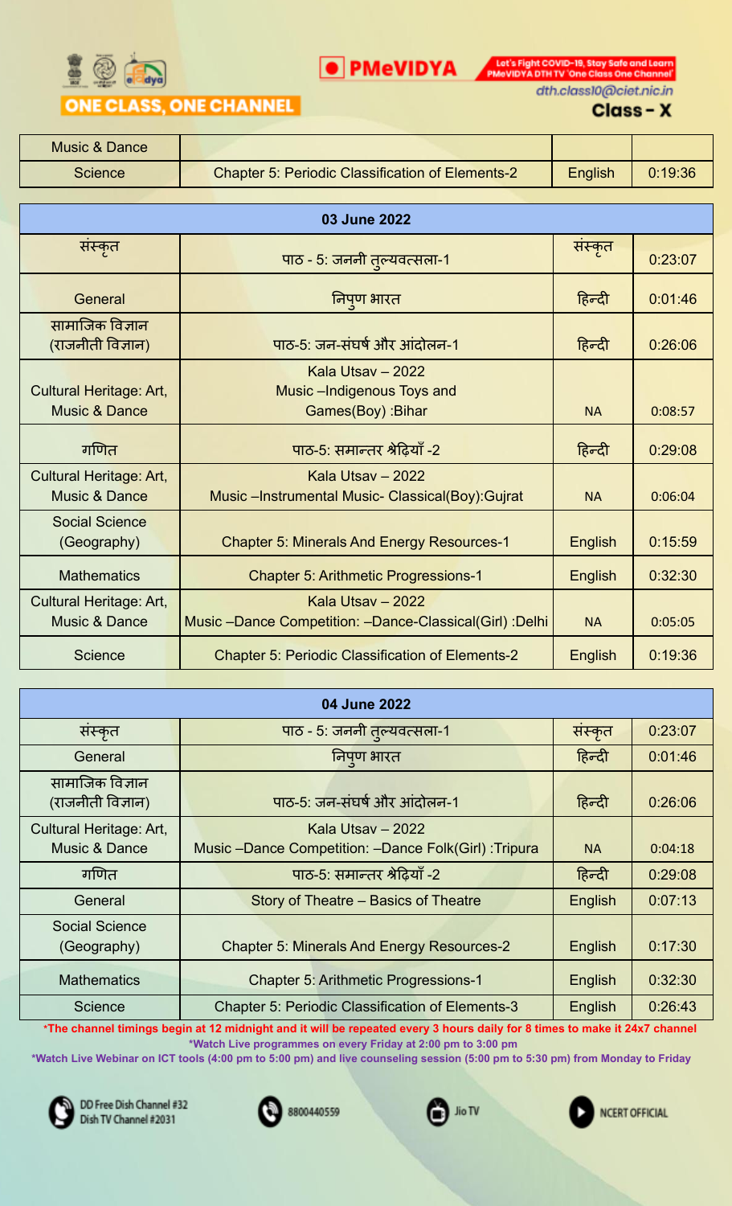ONE CLASS, ONE CHANNEL

PMeVIDYA

Let's Fight COVID-19, Stay Safe and Learn PMeVIDYA DTH TV 'One Class One Channel'

dth.class10@ciet.nic.in

**Class - X**

| | | | |
|---|---|---|---|
| Music & Dance | | | |
| Science | Chapter 5: Periodic Classification of Elements-2 | English | 0:19:36 |

| 03 June 2022 | | | |
|---|---|---|---|
| संस्कृत | पाठ - 5: जननी तुल्यवत्सला-1 | संस्कृत | 0:23:07 |
| General | निपुण भारत | हिन्दी | 0:01:46 |
| सामाजिक विज्ञान (राजनीती विज्ञान) | पाठ-5: जन-संघर्ष और आंदोलन-1 | हिन्दी | 0:26:06 |
| Cultural Heritage: Art, Music & Dance | Kala Utsav – 2022 Music –Indigenous Toys and Games(Boy) :Bihar | NA | 0:08:57 |
| गणित | पाठ-5: समान्तर श्रेढ़ियाँ -2 | हिन्दी | 0:29:08 |
| Cultural Heritage: Art, Music & Dance | Kala Utsav – 2022 Music –Instrumental Music- Classical(Boy):Gujrat | NA | 0:06:04 |
| Social Science (Geography) | Chapter 5: Minerals And Energy Resources-1 | English | 0:15:59 |
| Mathematics | Chapter 5: Arithmetic Progressions-1 | English | 0:32:30 |
| Cultural Heritage: Art, Music & Dance | Kala Utsav – 2022 Music –Dance Competition: –Dance-Classical(Girl) :Delhi | NA | 0:05:05 |
| Science | Chapter 5: Periodic Classification of Elements-2 | English | 0:19:36 |

| 04 June 2022 | | | |
|---|---|---|---|
| संस्कृत | पाठ - 5: जननी तुल्यवत्सला-1 | संस्कृत | 0:23:07 |
| General | निपुण भारत | हिन्दी | 0:01:46 |
| सामाजिक विज्ञान (राजनीती विज्ञान) | पाठ-5: जन-संघर्ष और आंदोलन-1 | हिन्दी | 0:26:06 |
| Cultural Heritage: Art, Music & Dance | Kala Utsav – 2022 Music –Dance Competition: –Dance Folk(Girl) :Tripura | NA | 0:04:18 |
| गणित | पाठ-5: समान्तर श्रेढ़ियाँ -2 | हिन्दी | 0:29:08 |
| General | Story of Theatre – Basics of Theatre | English | 0:07:13 |
| Social Science (Geography) | Chapter 5: Minerals And Energy Resources-2 | English | 0:17:30 |
| Mathematics | Chapter 5: Arithmetic Progressions-1 | English | 0:32:30 |
| Science | Chapter 5: Periodic Classification of Elements-3 | English | 0:26:43 |

**\*The channel timings begin at 12 midnight and it will be repeated every 3 hours daily for 8 times to make it 24x7 channel**

**\*Watch Live programmes on every Friday at 2:00 pm to 3:00 pm**

**\*Watch Live Webinar on ICT tools (4:00 pm to 5:00 pm) and live counseling session (5:00 pm to 5:30 pm) from Monday to Friday**

DD Free Dish Channel #32 Dish TV Channel #2031 | 8800440559 | Jio TV | NCERT OFFICIAL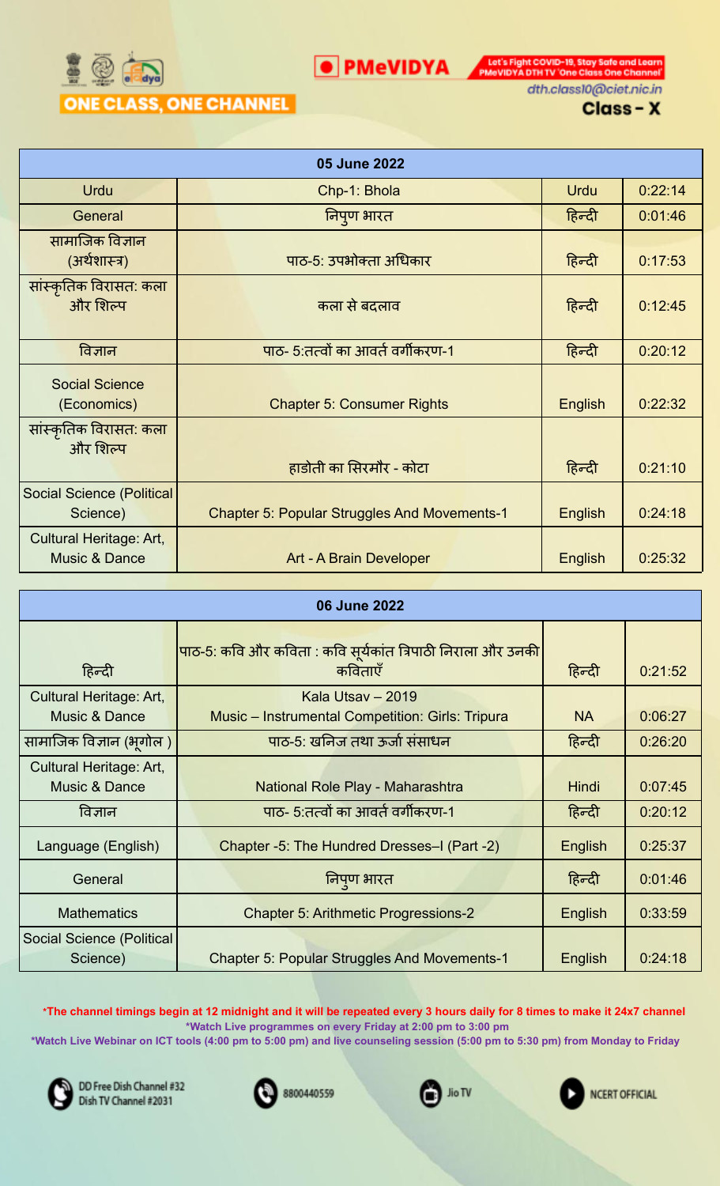ONE CLASS, ONE CHANNEL

PMeVIDYA

Let's Fight COVID-19, Stay Safe and Learn PMeVIDYA DTH TV 'One Class One Channel'

dth.class10@ciet.nic.in

**Class - X**

| 05 June 2022 | | | |
|---|---|---|---|
| Urdu | Chp-1: Bhola | Urdu | 0:22:14 |
| General | निपुण भारत | हिन्दी | 0:01:46 |
| सामाजिक विज्ञान (अर्थशास्त्र) | पाठ-5: उपभोक्ता अधिकार | हिन्दी | 0:17:53 |
| सांस्कृतिक विरासत: कला और शिल्प | कला से बदलाव | हिन्दी | 0:12:45 |
| विज्ञान | पाठ- 5:तत्वों का आवर्त वर्गीकरण-1 | हिन्दी | 0:20:12 |
| Social Science (Economics) | Chapter 5: Consumer Rights | English | 0:22:32 |
| सांस्कृतिक विरासत: कला और शिल्प | हाडोती का सिरमौर - कोटा | हिन्दी | 0:21:10 |
| Social Science (Political Science) | Chapter 5: Popular Struggles And Movements-1 | English | 0:24:18 |
| Cultural Heritage: Art, Music & Dance | Art - A Brain Developer | English | 0:25:32 |

| 06 June 2022 | | | |
|---|---|---|---|
| हिन्दी | पाठ-5: कवि और कविता : कवि सूर्यकांत त्रिपाठी निराला और उनकी कविताएँ | हिन्दी | 0:21:52 |
| Cultural Heritage: Art, Music & Dance | Kala Utsav – 2019<br>Music – Instrumental Competition: Girls: Tripura | NA | 0:06:27 |
| सामाजिक विज्ञान (भूगोल ) | पाठ-5: खनिज तथा ऊर्जा संसाधन | हिन्दी | 0:26:20 |
| Cultural Heritage: Art, Music & Dance | National Role Play - Maharashtra | Hindi | 0:07:45 |
| विज्ञान | पाठ- 5:तत्वों का आवर्त वर्गीकरण-1 | हिन्दी | 0:20:12 |
| Language (English) | Chapter -5: The Hundred Dresses–I (Part -2) | English | 0:25:37 |
| General | निपुण भारत | हिन्दी | 0:01:46 |
| Mathematics | Chapter 5: Arithmetic Progressions-2 | English | 0:33:59 |
| Social Science (Political Science) | Chapter 5: Popular Struggles And Movements-1 | English | 0:24:18 |

**\*The channel timings begin at 12 midnight and it will be repeated every 3 hours daily for 8 times to make it 24x7 channel**
**\*Watch Live programmes on every Friday at 2:00 pm to 3:00 pm**
**\*Watch Live Webinar on ICT tools (4:00 pm to 5:00 pm) and live counseling session (5:00 pm to 5:30 pm) from Monday to Friday**

DD Free Dish Channel #32 Dish TV Channel #2031 | 8800440559 | Jio TV | NCERT OFFICIAL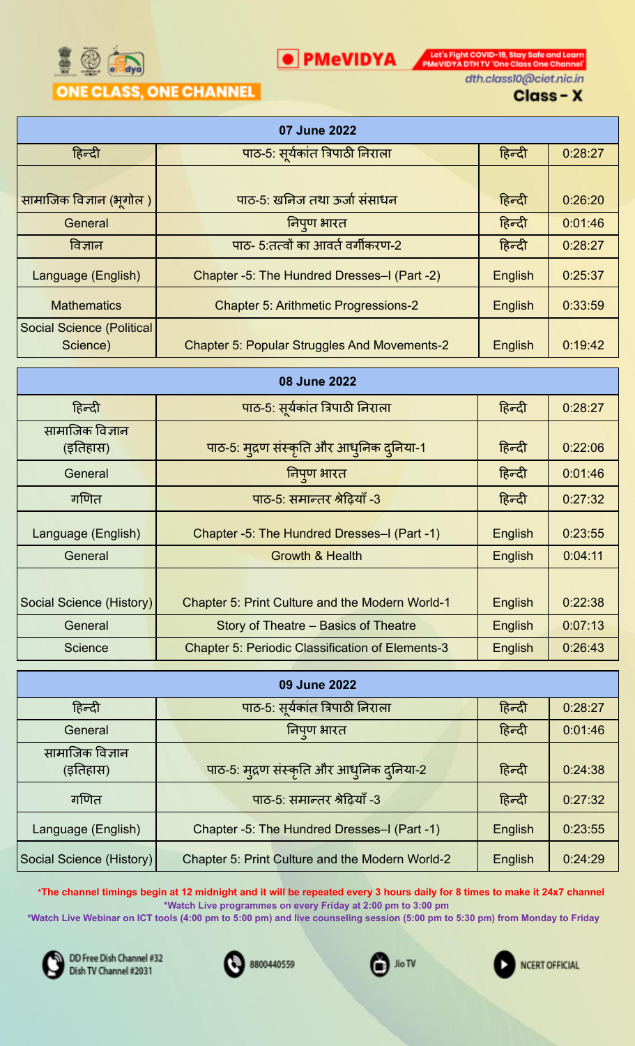ONE CLASS, ONE CHANNEL

PMeVIDYA

Let's Fight COVID-19, Stay Safe and Learn PMeVIDYA DTH TV 'One Class One Channel'

dth.class10@ciet.nic.in

**Class - X**

| 07 June 2022 | | | |
|---|---|---|---|
| हिन्दी | पाठ-5: सूर्यकांत त्रिपाठी निराला | हिन्दी | 0:28:27 |
| सामाजिक विज्ञान (भूगोल ) | पाठ-5: खनिज तथा ऊर्जा संसाधन | हिन्दी | 0:26:20 |
| General | निपुण भारत | हिन्दी | 0:01:46 |
| विज्ञान | पाठ- 5:तत्वों का आवर्त वर्गीकरण-2 | हिन्दी | 0:28:27 |
| Language (English) | Chapter -5: The Hundred Dresses–I (Part -2) | English | 0:25:37 |
| Mathematics | Chapter 5: Arithmetic Progressions-2 | English | 0:33:59 |
| Social Science (Political Science) | Chapter 5: Popular Struggles And Movements-2 | English | 0:19:42 |

| 08 June 2022 | | | |
|---|---|---|---|
| हिन्दी | पाठ-5: सूर्यकांत त्रिपाठी निराला | हिन्दी | 0:28:27 |
| सामाजिक विज्ञान (इतिहास) | पाठ-5: मुद्रण संस्कृति और आधुनिक दुनिया-1 | हिन्दी | 0:22:06 |
| General | निपुण भारत | हिन्दी | 0:01:46 |
| गणित | पाठ-5: समान्तर श्रेढ़ियाँ -3 | हिन्दी | 0:27:32 |
| Language (English) | Chapter -5: The Hundred Dresses–I (Part -1) | English | 0:23:55 |
| General | Growth & Health | English | 0:04:11 |
| Social Science (History) | Chapter 5: Print Culture and the Modern World-1 | English | 0:22:38 |
| General | Story of Theatre – Basics of Theatre | English | 0:07:13 |
| Science | Chapter 5: Periodic Classification of Elements-3 | English | 0:26:43 |

| 09 June 2022 | | | |
|---|---|---|---|
| हिन्दी | पाठ-5: सूर्यकांत त्रिपाठी निराला | हिन्दी | 0:28:27 |
| General | निपुण भारत | हिन्दी | 0:01:46 |
| सामाजिक विज्ञान (इतिहास) | पाठ-5: मुद्रण संस्कृति और आधुनिक दुनिया-2 | हिन्दी | 0:24:38 |
| गणित | पाठ-5: समान्तर श्रेढ़ियाँ -3 | हिन्दी | 0:27:32 |
| Language (English) | Chapter -5: The Hundred Dresses–I (Part -1) | English | 0:23:55 |
| Social Science (History) | Chapter 5: Print Culture and the Modern World-2 | English | 0:24:29 |

**\*The channel timings begin at 12 midnight and it will be repeated every 3 hours daily for 8 times to make it 24x7 channel**

**\*Watch Live programmes on every Friday at 2:00 pm to 3:00 pm**

**\*Watch Live Webinar on ICT tools (4:00 pm to 5:00 pm) and live counseling session (5:00 pm to 5:30 pm) from Monday to Friday**

DD Free Dish Channel #32 Dish TV Channel #2031 | 8800440559 | Jio TV | NCERT OFFICIAL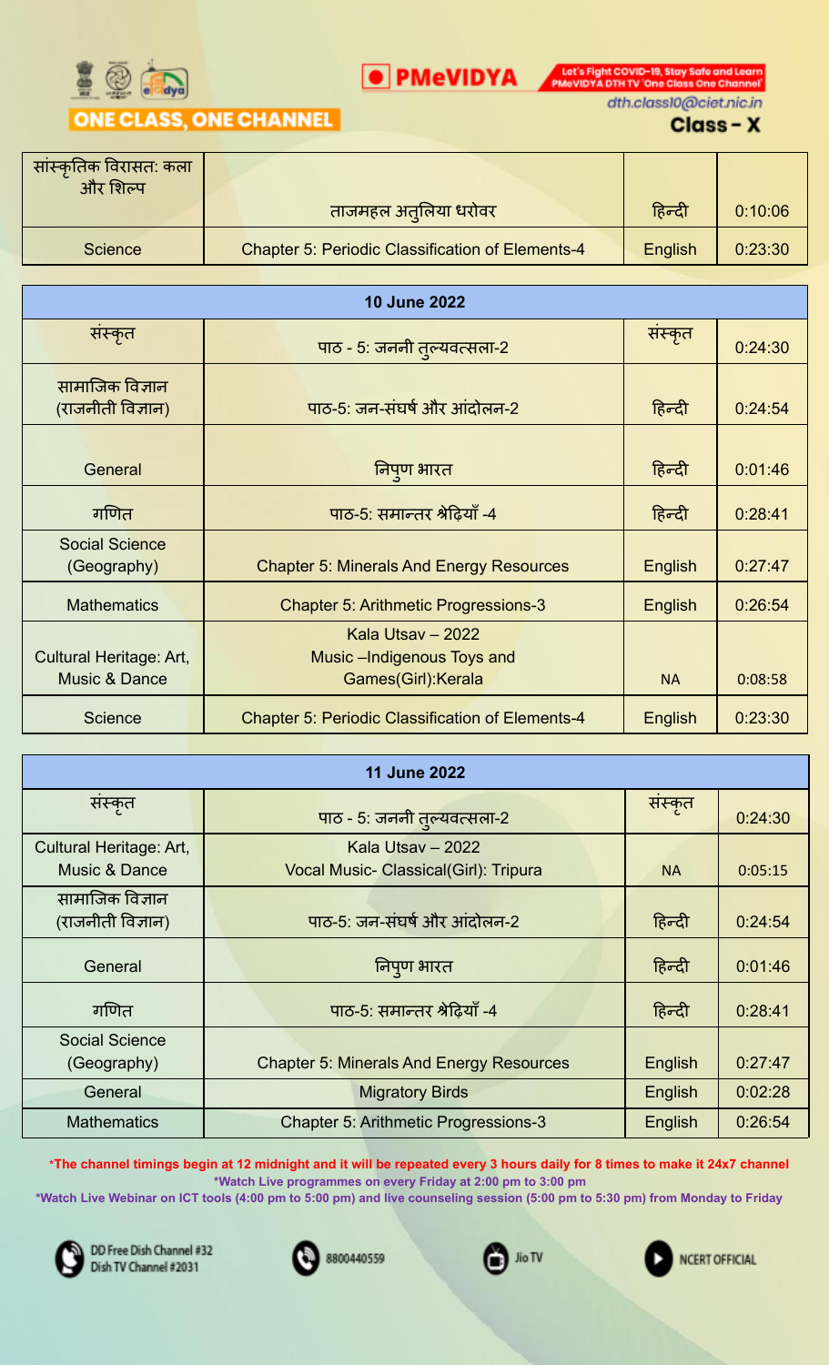ONE CLASS, ONE CHANNEL

PMeVIDYA

Let's Fight COVID-19, Stay Safe and Learn PMeVIDYA DTH TV 'One Class One Channel'

dth.class10@ciet.nic.in

**Class - X**

| | | | |
|---|---|---|---|
| सांस्कृतिक विरासत: कला और शिल्प | ताजमहल अतुलिया धरोवर | हिन्दी | 0:10:06 |
| Science | Chapter 5: Periodic Classification of Elements-4 | English | 0:23:30 |

| **10 June 2022** | | | |
|---|---|---|---|
| संस्कृत | पाठ - 5: जननी तुल्यवत्सला-2 | संस्कृत | 0:24:30 |
| सामाजिक विज्ञान (राजनीती विज्ञान) | पाठ-5: जन-संघर्ष और आंदोलन-2 | हिन्दी | 0:24:54 |
| General | निपुण भारत | हिन्दी | 0:01:46 |
| गणित | पाठ-5: समान्तर श्रेढ़ियाँ -4 | हिन्दी | 0:28:41 |
| Social Science (Geography) | Chapter 5: Minerals And Energy Resources | English | 0:27:47 |
| Mathematics | Chapter 5: Arithmetic Progressions-3 | English | 0:26:54 |
| Cultural Heritage: Art, Music & Dance | Kala Utsav – 2022 Music –Indigenous Toys and Games(Girl):Kerala | NA | 0:08:58 |
| Science | Chapter 5: Periodic Classification of Elements-4 | English | 0:23:30 |

| **11 June 2022** | | | |
|---|---|---|---|
| संस्कृत | पाठ - 5: जननी तुल्यवत्सला-2 | संस्कृत | 0:24:30 |
| Cultural Heritage: Art, Music & Dance | Kala Utsav – 2022 Vocal Music- Classical(Girl): Tripura | NA | 0:05:15 |
| सामाजिक विज्ञान (राजनीती विज्ञान) | पाठ-5: जन-संघर्ष और आंदोलन-2 | हिन्दी | 0:24:54 |
| General | निपुण भारत | हिन्दी | 0:01:46 |
| गणित | पाठ-5: समान्तर श्रेढ़ियाँ -4 | हिन्दी | 0:28:41 |
| Social Science (Geography) | Chapter 5: Minerals And Energy Resources | English | 0:27:47 |
| General | Migratory Birds | English | 0:02:28 |
| Mathematics | Chapter 5: Arithmetic Progressions-3 | English | 0:26:54 |

**\*The channel timings begin at 12 midnight and it will be repeated every 3 hours daily for 8 times to make it 24x7 channel**
**\*Watch Live programmes on every Friday at 2:00 pm to 3:00 pm**
**\*Watch Live Webinar on ICT tools (4:00 pm to 5:00 pm) and live counseling session (5:00 pm to 5:30 pm) from Monday to Friday**

DD Free Dish Channel #32 Dish TV Channel #2031 | 8800440559 | Jio TV | NCERT OFFICIAL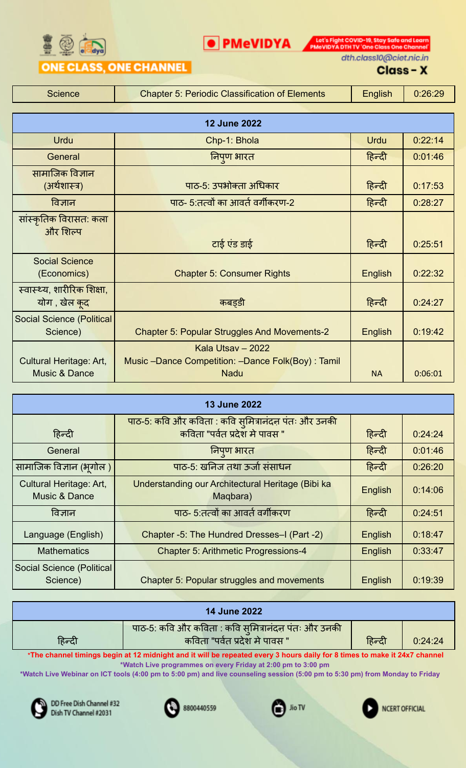ONE CLASS, ONE CHANNEL

PMeVIDYA

Let's Fight COVID-19, Stay Safe and Learn PMeVIDYA DTH TV 'One Class One Channel'

dth.class10@ciet.nic.in

**Class - X**

| Science | Chapter 5: Periodic Classification of Elements | English | 0:26:29 |
|---|---|---|---|

| **12 June 2022** | | | |
|---|---|---|---|
| Urdu | Chp-1: Bhola | Urdu | 0:22:14 |
| General | निपुण भारत | हिन्दी | 0:01:46 |
| सामाजिक विज्ञान (अर्थशास्त्र) | पाठ-5: उपभोक्ता अधिकार | हिन्दी | 0:17:53 |
| विज्ञान | पाठ- 5:तत्वों का आवर्त वर्गीकरण-2 | हिन्दी | 0:28:27 |
| सांस्कृतिक विरासत: कला और शिल्प | टाई एंड डाई | हिन्दी | 0:25:51 |
| Social Science (Economics) | Chapter 5: Consumer Rights | English | 0:22:32 |
| स्वास्थ्य, शारीरिक शिक्षा, योग , खेल कूद | कबड्डी | हिन्दी | 0:24:27 |
| Social Science (Political Science) | Chapter 5: Popular Struggles And Movements-2 | English | 0:19:42 |
| Cultural Heritage: Art, Music & Dance | Kala Utsav – 2022 Music –Dance Competition: –Dance Folk(Boy) : Tamil Nadu | NA | 0:06:01 |

| **13 June 2022** | | | |
|---|---|---|---|
| हिन्दी | पाठ-5: कवि और कविता : कवि सुमित्रानंदन पंतः और उनकी कविता "पर्वत प्रदेश मे पावस " | हिन्दी | 0:24:24 |
| General | निपुण भारत | हिन्दी | 0:01:46 |
| सामाजिक विज्ञान (भूगोल ) | पाठ-5: खनिज तथा ऊर्जा संसाधन | हिन्दी | 0:26:20 |
| Cultural Heritage: Art, Music & Dance | Understanding our Architectural Heritage (Bibi ka Maqbara) | English | 0:14:06 |
| विज्ञान | पाठ- 5:तत्वों का आवर्त वर्गीकरण | हिन्दी | 0:24:51 |
| Language (English) | Chapter -5: The Hundred Dresses–I (Part -2) | English | 0:18:47 |
| Mathematics | Chapter 5: Arithmetic Progressions-4 | English | 0:33:47 |
| Social Science (Political Science) | Chapter 5: Popular struggles and movements | English | 0:19:39 |

| **14 June 2022** | | | |
|---|---|---|---|
| हिन्दी | पाठ-5: कवि और कविता : कवि सुमित्रानंदन पंतः और उनकी कविता "पर्वत प्रदेश मे पावस " | हिन्दी | 0:24:24 |

*The channel timings begin at 12 midnight and it will be repeated every 3 hours daily for 8 times to make it 24x7 channel

*Watch Live programmes on every Friday at 2:00 pm to 3:00 pm

*Watch Live Webinar on ICT tools (4:00 pm to 5:00 pm) and live counseling session (5:00 pm to 5:30 pm) from Monday to Friday

DD Free Dish Channel #32 Dish TV Channel #2031 | 8800440559 | Jio TV | NCERT OFFICIAL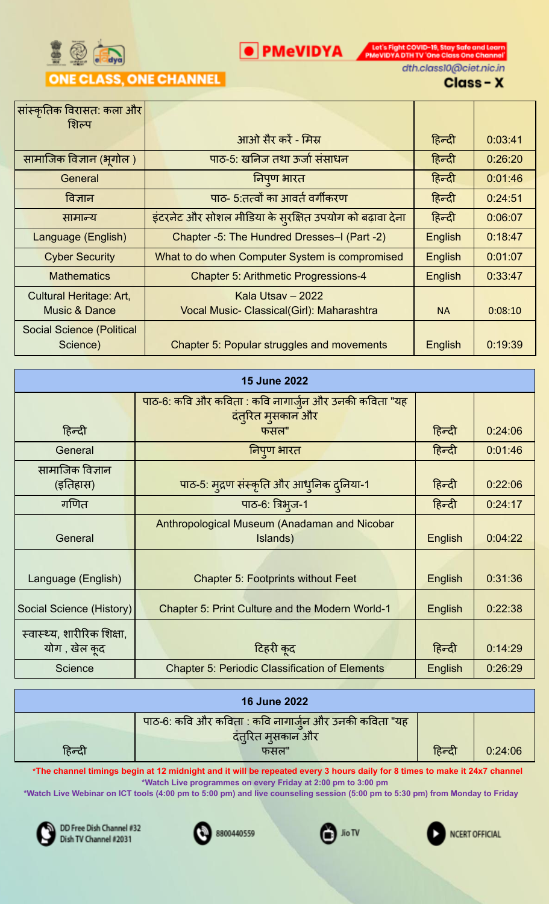| | | | |
|---|---|---|---|
| सांस्कृतिक विरासत: कला और शिल्प | आओ सैर करें - मिस्र | हिन्दी | 0:03:41 |
| सामाजिक विज्ञान (भूगोल ) | पाठ-5: खनिज तथा ऊर्जा संसाधन | हिन्दी | 0:26:20 |
| General | निपुण भारत | हिन्दी | 0:01:46 |
| विज्ञान | पाठ- 5:तत्वों का आवर्त वर्गीकरण | हिन्दी | 0:24:51 |
| सामान्य | इंटरनेट और सोशल मीडिया के सुरक्षित उपयोग को बढ़ावा देना | हिन्दी | 0:06:07 |
| Language (English) | Chapter -5: The Hundred Dresses–I (Part -2) | English | 0:18:47 |
| Cyber Security | What to do when Computer System is compromised | English | 0:01:07 |
| Mathematics | Chapter 5: Arithmetic Progressions-4 | English | 0:33:47 |
| Cultural Heritage: Art, Music & Dance | Kala Utsav – 2022 Vocal Music- Classical(Girl): Maharashtra | NA | 0:08:10 |
| Social Science (Political Science) | Chapter 5: Popular struggles and movements | English | 0:19:39 |

| 15 June 2022 | | | |
|---|---|---|---|
| हिन्दी | पाठ-6: कवि और कविता : कवि नागार्जुन और उनकी कविता "यह दंतुरित मुसकान और फसल" | हिन्दी | 0:24:06 |
| General | निपुण भारत | हिन्दी | 0:01:46 |
| सामाजिक विज्ञान (इतिहास) | पाठ-5: मुद्रण संस्कृति और आधुनिक दुनिया-1 | हिन्दी | 0:22:06 |
| गणित | पाठ-6: त्रिभुज-1 | हिन्दी | 0:24:17 |
| General | Anthropological Museum (Anadaman and Nicobar Islands) | English | 0:04:22 |
| Language (English) | Chapter 5: Footprints without Feet | English | 0:31:36 |
| Social Science (History) | Chapter 5: Print Culture and the Modern World-1 | English | 0:22:38 |
| स्वास्थ्य, शारीरिक शिक्षा, योग , खेल कूद | टिहरी कूद | हिन्दी | 0:14:29 |
| Science | Chapter 5: Periodic Classification of Elements | English | 0:26:29 |

| 16 June 2022 | | | |
|---|---|---|---|
| हिन्दी | पाठ-6: कवि और कविता : कवि नागार्जुन और उनकी कविता "यह दंतुरित मुसकान और फसल" | हिन्दी | 0:24:06 |

*The channel timings begin at 12 midnight and it will be repeated every 3 hours daily for 8 times to make it 24x7 channel

*Watch Live programmes on every Friday at 2:00 pm to 3:00 pm

*Watch Live Webinar on ICT tools (4:00 pm to 5:00 pm) and live counseling session (5:00 pm to 5:30 pm) from Monday to Friday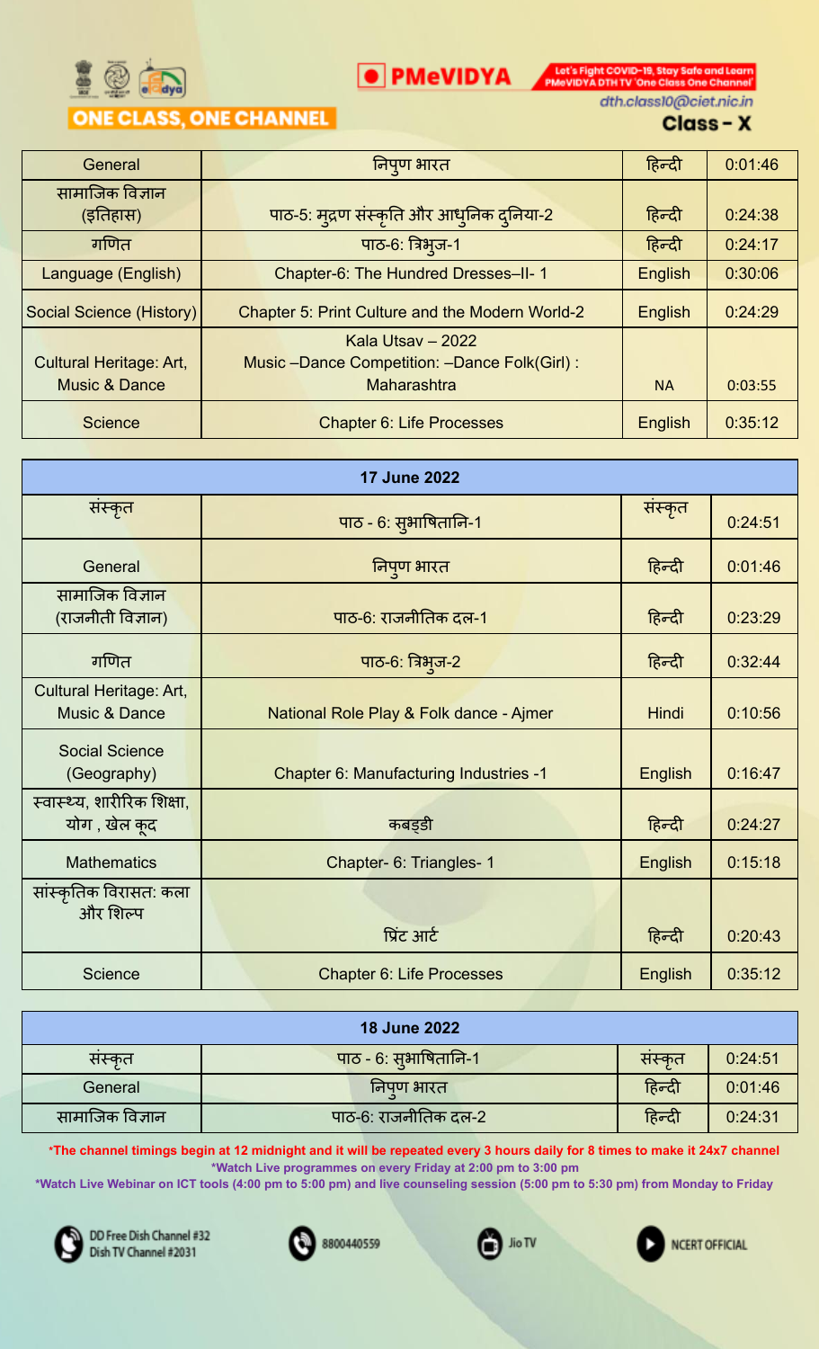ONE CLASS, ONE CHANNEL

PMeVIDYA

Let's Fight COVID-19, Stay Safe and Learn PMeVIDYA DTH TV 'One Class One Channel'

dth.class10@ciet.nic.in

**Class - X**

| | | | |
|---|---|---|---|
| General | निपुण भारत | हिन्दी | 0:01:46 |
| सामाजिक विज्ञान (इतिहास) | पाठ-5: मुद्रण संस्कृति और आधुनिक दुनिया-2 | हिन्दी | 0:24:38 |
| गणित | पाठ-6: त्रिभुज-1 | हिन्दी | 0:24:17 |
| Language (English) | Chapter-6: The Hundred Dresses–II- 1 | English | 0:30:06 |
| Social Science (History) | Chapter 5: Print Culture and the Modern World-2 | English | 0:24:29 |
| Cultural Heritage: Art, Music & Dance | Kala Utsav – 2022 Music –Dance Competition: –Dance Folk(Girl) : Maharashtra | NA | 0:03:55 |
| Science | Chapter 6: Life Processes | English | 0:35:12 |

| **17 June 2022** | | | |
|---|---|---|---|
| संस्कृत | पाठ - 6: सुभाषितानि-1 | संस्कृत | 0:24:51 |
| General | निपुण भारत | हिन्दी | 0:01:46 |
| सामाजिक विज्ञान (राजनीती विज्ञान) | पाठ-6: राजनीतिक दल-1 | हिन्दी | 0:23:29 |
| गणित | पाठ-6: त्रिभुज-2 | हिन्दी | 0:32:44 |
| Cultural Heritage: Art, Music & Dance | National Role Play & Folk dance - Ajmer | Hindi | 0:10:56 |
| Social Science (Geography) | Chapter 6: Manufacturing Industries -1 | English | 0:16:47 |
| स्वास्थ्य, शारीरिक शिक्षा, योग , खेल कूद | कबड्डी | हिन्दी | 0:24:27 |
| Mathematics | Chapter- 6: Triangles- 1 | English | 0:15:18 |
| सांस्कृतिक विरासत: कला और शिल्प | प्रिंट आर्ट | हिन्दी | 0:20:43 |
| Science | Chapter 6: Life Processes | English | 0:35:12 |

| **18 June 2022** | | | |
|---|---|---|---|
| संस्कृत | पाठ - 6: सुभाषितानि-1 | संस्कृत | 0:24:51 |
| General | निपुण भारत | हिन्दी | 0:01:46 |
| सामाजिक विज्ञान | पाठ-6: राजनीतिक दल-2 | हिन्दी | 0:24:31 |

***The channel timings begin at 12 midnight and it will be repeated every 3 hours daily for 8 times to make it 24x7 channel**

***Watch Live programmes on every Friday at 2:00 pm to 3:00 pm**

***Watch Live Webinar on ICT tools (4:00 pm to 5:00 pm) and live counseling session (5:00 pm to 5:30 pm) from Monday to Friday**

DD Free Dish Channel #32 Dish TV Channel #2031 | 8800440559 | Jio TV | NCERT OFFICIAL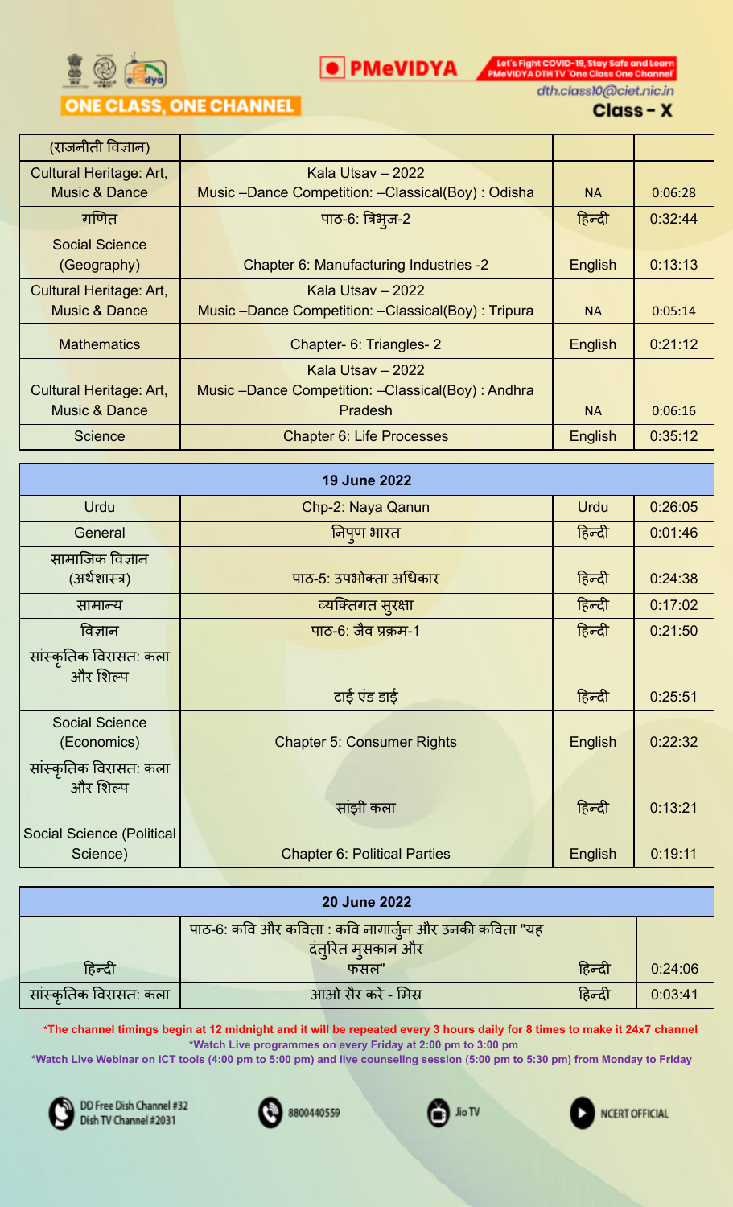ONE CLASS, ONE CHANNEL

PMeVIDYA

Let's Fight COVID-19, Stay Safe and Learn PMeVIDYA DTH TV 'One Class One Channel'

dth.class10@ciet.nic.in

Class - X

| | | | |
|---|---|---|---|
| (राजनीती विज्ञान) | | | |
| Cultural Heritage: Art, Music & Dance | Kala Utsav – 2022 Music –Dance Competition: –Classical(Boy) : Odisha | NA | 0:06:28 |
| गणित | पाठ-6: त्रिभुज-2 | हिन्दी | 0:32:44 |
| Social Science (Geography) | Chapter 6: Manufacturing Industries -2 | English | 0:13:13 |
| Cultural Heritage: Art, Music & Dance | Kala Utsav – 2022 Music –Dance Competition: –Classical(Boy) : Tripura | NA | 0:05:14 |
| Mathematics | Chapter- 6: Triangles- 2 | English | 0:21:12 |
| Cultural Heritage: Art, Music & Dance | Kala Utsav – 2022 Music –Dance Competition: –Classical(Boy) : Andhra Pradesh | NA | 0:06:16 |
| Science | Chapter 6: Life Processes | English | 0:35:12 |

| 19 June 2022 | | | |
|---|---|---|---|
| Urdu | Chp-2: Naya Qanun | Urdu | 0:26:05 |
| General | निपुण भारत | हिन्दी | 0:01:46 |
| सामाजिक विज्ञान (अर्थशास्त्र) | पाठ-5: उपभोक्ता अधिकार | हिन्दी | 0:24:38 |
| सामान्य | व्यक्तिगत सुरक्षा | हिन्दी | 0:17:02 |
| विज्ञान | पाठ-6: जैव प्रक्रम-1 | हिन्दी | 0:21:50 |
| सांस्कृतिक विरासत: कला और शिल्प | टाई एंड डाई | हिन्दी | 0:25:51 |
| Social Science (Economics) | Chapter 5: Consumer Rights | English | 0:22:32 |
| सांस्कृतिक विरासत: कला और शिल्प | सांझी कला | हिन्दी | 0:13:21 |
| Social Science (Political Science) | Chapter 6: Political Parties | English | 0:19:11 |

| 20 June 2022 | | | |
|---|---|---|---|
| हिन्दी | पाठ-6: कवि और कविता : कवि नागार्जुन और उनकी कविता "यह दंतुरित मुसकान और फसल" | हिन्दी | 0:24:06 |
| सांस्कृतिक विरासत: कला | आओ सैर करें - मिस्र | हिन्दी | 0:03:41 |

**\*The channel timings begin at 12 midnight and it will be repeated every 3 hours daily for 8 times to make it 24x7 channel**
**\*Watch Live programmes on every Friday at 2:00 pm to 3:00 pm**
**\*Watch Live Webinar on ICT tools (4:00 pm to 5:00 pm) and live counseling session (5:00 pm to 5:30 pm) from Monday to Friday**

DD Free Dish Channel #32 Dish TV Channel #2031 | 8800440559 | Jio TV | NCERT OFFICIAL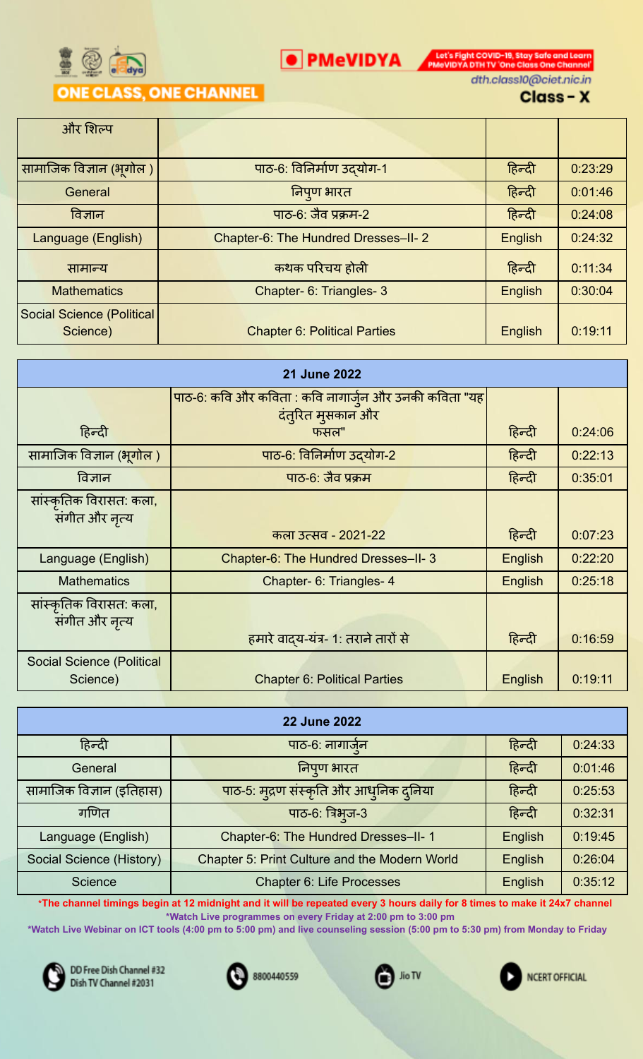| | | | |
|---|---|---|---|
| और शिल्प | | | |
| सामाजिक विज्ञान (भूगोल ) | पाठ-6: विनिर्माण उद्योग-1 | हिन्दी | 0:23:29 |
| General | निपुण भारत | हिन्दी | 0:01:46 |
| विज्ञान | पाठ-6: जैव प्रक्रम-2 | हिन्दी | 0:24:08 |
| Language (English) | Chapter-6: The Hundred Dresses–II- 2 | English | 0:24:32 |
| सामान्य | कथक परिचय होली | हिन्दी | 0:11:34 |
| Mathematics | Chapter- 6: Triangles- 3 | English | 0:30:04 |
| Social Science (Political Science) | Chapter 6: Political Parties | English | 0:19:11 |

| 21 June 2022 | | | |
|---|---|---|---|
| हिन्दी | पाठ-6: कवि और कविता : कवि नागार्जुन और उनकी कविता "यह दंतुरित मुसकान और फसल" | हिन्दी | 0:24:06 |
| सामाजिक विज्ञान (भूगोल ) | पाठ-6: विनिर्माण उद्योग-2 | हिन्दी | 0:22:13 |
| विज्ञान | पाठ-6: जैव प्रक्रम | हिन्दी | 0:35:01 |
| सांस्कृतिक विरासत: कला, संगीत और नृत्य | कला उत्सव - 2021-22 | हिन्दी | 0:07:23 |
| Language (English) | Chapter-6: The Hundred Dresses–II- 3 | English | 0:22:20 |
| Mathematics | Chapter- 6: Triangles- 4 | English | 0:25:18 |
| सांस्कृतिक विरासत: कला, संगीत और नृत्य | हमारे वाद्य-यंत्र- 1: तराने तारों से | हिन्दी | 0:16:59 |
| Social Science (Political Science) | Chapter 6: Political Parties | English | 0:19:11 |

| 22 June 2022 | | | |
|---|---|---|---|
| हिन्दी | पाठ-6: नागार्जुन | हिन्दी | 0:24:33 |
| General | निपुण भारत | हिन्दी | 0:01:46 |
| सामाजिक विज्ञान (इतिहास) | पाठ-5: मुद्रण संस्कृति और आधुनिक दुनिया | हिन्दी | 0:25:53 |
| गणित | पाठ-6: त्रिभुज-3 | हिन्दी | 0:32:31 |
| Language (English) | Chapter-6: The Hundred Dresses–II- 1 | English | 0:19:45 |
| Social Science (History) | Chapter 5: Print Culture and the Modern World | English | 0:26:04 |
| Science | Chapter 6: Life Processes | English | 0:35:12 |

*The channel timings begin at 12 midnight and it will be repeated every 3 hours daily for 8 times to make it 24x7 channel

*Watch Live programmes on every Friday at 2:00 pm to 3:00 pm

*Watch Live Webinar on ICT tools (4:00 pm to 5:00 pm) and live counseling session (5:00 pm to 5:30 pm) from Monday to Friday

DD Free Dish Channel #32
Dish TV Channel #2031

8800440559

Jio TV

NCERT OFFICIAL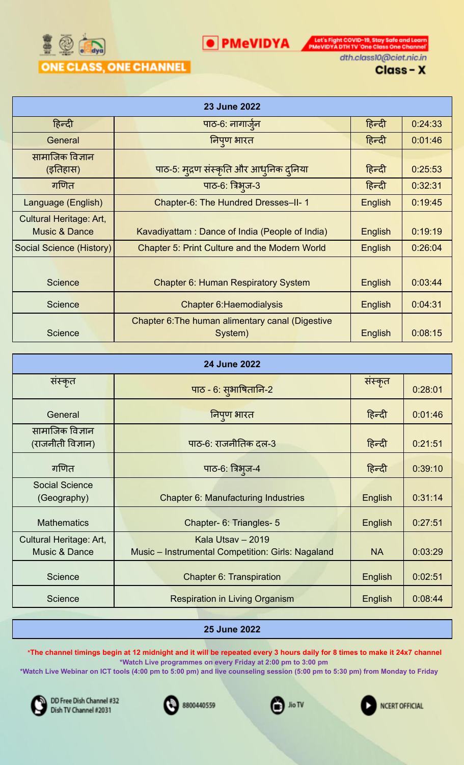ONE CLASS, ONE CHANNEL

PMeVIDYA

Let's Fight COVID-19, Stay Safe and Learn PMeVIDYA DTH TV 'One Class One Channel'

dth.class10@ciet.nic.in

**Class - X**

| 23 June 2022 | | | |
|---|---|---|---|
| हिन्दी | पाठ-6: नागार्जुन | हिन्दी | 0:24:33 |
| General | निपुण भारत | हिन्दी | 0:01:46 |
| सामाजिक विज्ञान (इतिहास) | पाठ-5: मुद्रण संस्कृति और आधुनिक दुनिया | हिन्दी | 0:25:53 |
| गणित | पाठ-6: त्रिभुज-3 | हिन्दी | 0:32:31 |
| Language (English) | Chapter-6: The Hundred Dresses–II- 1 | English | 0:19:45 |
| Cultural Heritage: Art, Music & Dance | Kavadiyattam : Dance of India (People of India) | English | 0:19:19 |
| Social Science (History) | Chapter 5: Print Culture and the Modern World | English | 0:26:04 |
| Science | Chapter 6: Human Respiratory System | English | 0:03:44 |
| Science | Chapter 6:Haemodialysis | English | 0:04:31 |
| Science | Chapter 6:The human alimentary canal (Digestive System) | English | 0:08:15 |

| 24 June 2022 | | | |
|---|---|---|---|
| संस्कृत | पाठ - 6: सुभाषितानि-2 | संस्कृत | 0:28:01 |
| General | निपुण भारत | हिन्दी | 0:01:46 |
| सामाजिक विज्ञान (राजनीती विज्ञान) | पाठ-6: राजनीतिक दल-3 | हिन्दी | 0:21:51 |
| गणित | पाठ-6: त्रिभुज-4 | हिन्दी | 0:39:10 |
| Social Science (Geography) | Chapter 6: Manufacturing Industries | English | 0:31:14 |
| Mathematics | Chapter- 6: Triangles- 5 | English | 0:27:51 |
| Cultural Heritage: Art, Music & Dance | Kala Utsav – 2019 Music – Instrumental Competition: Girls: Nagaland | NA | 0:03:29 |
| Science | Chapter 6: Transpiration | English | 0:02:51 |
| Science | Respiration in Living Organism | English | 0:08:44 |

| 25 June 2022 |
|---|

*The channel timings begin at 12 midnight and it will be repeated every 3 hours daily for 8 times to make it 24x7 channel

*Watch Live programmes on every Friday at 2:00 pm to 3:00 pm

*Watch Live Webinar on ICT tools (4:00 pm to 5:00 pm) and live counseling session (5:00 pm to 5:30 pm) from Monday to Friday

DD Free Dish Channel #32 Dish TV Channel #2031 | 8800440559 | Jio TV | NCERT OFFICIAL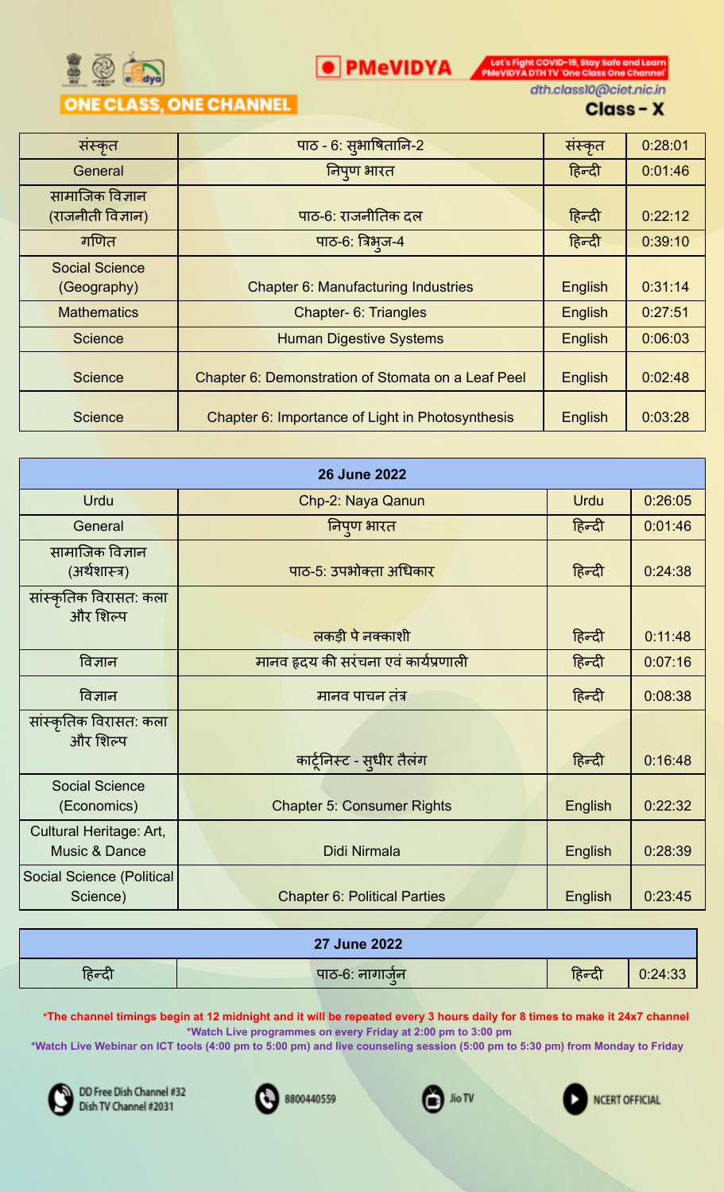ONE CLASS, ONE CHANNEL

PMeVIDYA

Let's Fight COVID-19, Stay Safe and Learn PMeVIDYA DTH TV 'One Class One Channel'

dth.class10@ciet.nic.in

**Class - X**

| संस्कृत | पाठ - 6: सुभाषितानि-2 | संस्कृत | 0:28:01 |
|---|---|---|---|
| General | निपुण भारत | हिन्दी | 0:01:46 |
| सामाजिक विज्ञान (राजनीती विज्ञान) | पाठ-6: राजनीतिक दल | हिन्दी | 0:22:12 |
| गणित | पाठ-6: त्रिभुज-4 | हिन्दी | 0:39:10 |
| Social Science (Geography) | Chapter 6: Manufacturing Industries | English | 0:31:14 |
| Mathematics | Chapter- 6: Triangles | English | 0:27:51 |
| Science | Human Digestive Systems | English | 0:06:03 |
| Science | Chapter 6: Demonstration of Stomata on a Leaf Peel | English | 0:02:48 |
| Science | Chapter 6: Importance of Light in Photosynthesis | English | 0:03:28 |

| 26 June 2022 | | | |
|---|---|---|---|
| Urdu | Chp-2: Naya Qanun | Urdu | 0:26:05 |
| General | निपुण भारत | हिन्दी | 0:01:46 |
| सामाजिक विज्ञान (अर्थशास्त्र) | पाठ-5: उपभोक्ता अधिकार | हिन्दी | 0:24:38 |
| सांस्कृतिक विरासत: कला और शिल्प | लकड़ी पे नक्काशी | हिन्दी | 0:11:48 |
| विज्ञान | मानव हृदय की सरंचना एवं कार्यप्रणाली | हिन्दी | 0:07:16 |
| विज्ञान | मानव पाचन तंत्र | हिन्दी | 0:08:38 |
| सांस्कृतिक विरासत: कला और शिल्प | कार्टूनिस्ट - सुधीर तैलंग | हिन्दी | 0:16:48 |
| Social Science (Economics) | Chapter 5: Consumer Rights | English | 0:22:32 |
| Cultural Heritage: Art, Music & Dance | Didi Nirmala | English | 0:28:39 |
| Social Science (Political Science) | Chapter 6: Political Parties | English | 0:23:45 |

| 27 June 2022 | | | |
|---|---|---|---|
| हिन्दी | पाठ-6: नागार्जुन | हिन्दी | 0:24:33 |

*The channel timings begin at 12 midnight and it will be repeated every 3 hours daily for 8 times to make it 24x7 channel
*Watch Live programmes on every Friday at 2:00 pm to 3:00 pm
*Watch Live Webinar on ICT tools (4:00 pm to 5:00 pm) and live counseling session (5:00 pm to 5:30 pm) from Monday to Friday

DD Free Dish Channel #32 Dish TV Channel #2031 | 8800440559 | Jio TV | NCERT OFFICIAL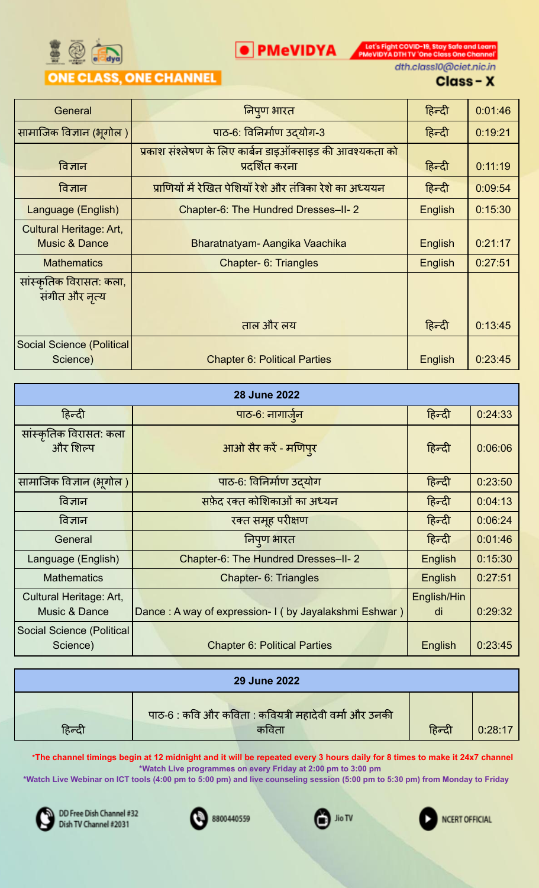ONE CLASS, ONE CHANNEL

PMeVIDYA

Let's Fight COVID-19, Stay Safe and Learn
PMeVIDYA DTH TV 'One Class One Channel'

dth.class10@ciet.nic.in

## Class - X

| General | निपुण भारत | हिन्दी | 0:01:46 |
|---|---|---|---|
| सामाजिक विज्ञान (भूगोल ) | पाठ-6: विनिर्माण उद्योग-3 | हिन्दी | 0:19:21 |
| विज्ञान | प्रकाश संश्लेषण के लिए कार्बन डाइऑक्साइड की आवश्यकता को प्रदर्शित करना | हिन्दी | 0:11:19 |
| विज्ञान | प्राणियों में रेखित पेशियाँ रेशे और तंत्रिका रेशे का अध्ययन | हिन्दी | 0:09:54 |
| Language (English) | Chapter-6: The Hundred Dresses–II- 2 | English | 0:15:30 |
| Cultural Heritage: Art, Music & Dance | Bharatnatyam- Aangika Vaachika | English | 0:21:17 |
| Mathematics | Chapter- 6: Triangles | English | 0:27:51 |
| सांस्कृतिक विरासत: कला, संगीत और नृत्य | ताल और लय | हिन्दी | 0:13:45 |
| Social Science (Political Science) | Chapter 6: Political Parties | English | 0:23:45 |

| 28 June 2022 | | | |
|---|---|---|---|
| हिन्दी | पाठ-6: नागार्जुन | हिन्दी | 0:24:33 |
| सांस्कृतिक विरासत: कला और शिल्प | आओ सैर करें - मणिपुर | हिन्दी | 0:06:06 |
| सामाजिक विज्ञान (भूगोल ) | पाठ-6: विनिर्माण उद्योग | हिन्दी | 0:23:50 |
| विज्ञान | सफ़ेद रक्त कोशिकाओं का अध्यन | हिन्दी | 0:04:13 |
| विज्ञान | रक्त समूह परीक्षण | हिन्दी | 0:06:24 |
| General | निपुण भारत | हिन्दी | 0:01:46 |
| Language (English) | Chapter-6: The Hundred Dresses–II- 2 | English | 0:15:30 |
| Mathematics | Chapter- 6: Triangles | English | 0:27:51 |
| Cultural Heritage: Art, Music & Dance | Dance : A way of expression- I ( by Jayalakshmi Eshwar ) | English/Hindi | 0:29:32 |
| Social Science (Political Science) | Chapter 6: Political Parties | English | 0:23:45 |

| 29 June 2022 | | | |
|---|---|---|---|
| हिन्दी | पाठ-6 : कवि और कविता : कवियत्री महादेवी वर्मा और उनकी कविता | हिन्दी | 0:28:17 |

*The channel timings begin at 12 midnight and it will be repeated every 3 hours daily for 8 times to make it 24x7 channel
*Watch Live programmes on every Friday at 2:00 pm to 3:00 pm
*Watch Live Webinar on ICT tools (4:00 pm to 5:00 pm) and live counseling session (5:00 pm to 5:30 pm) from Monday to Friday

DD Free Dish Channel #32
Dish TV Channel #2031

8800440559

Jio TV

NCERT OFFICIAL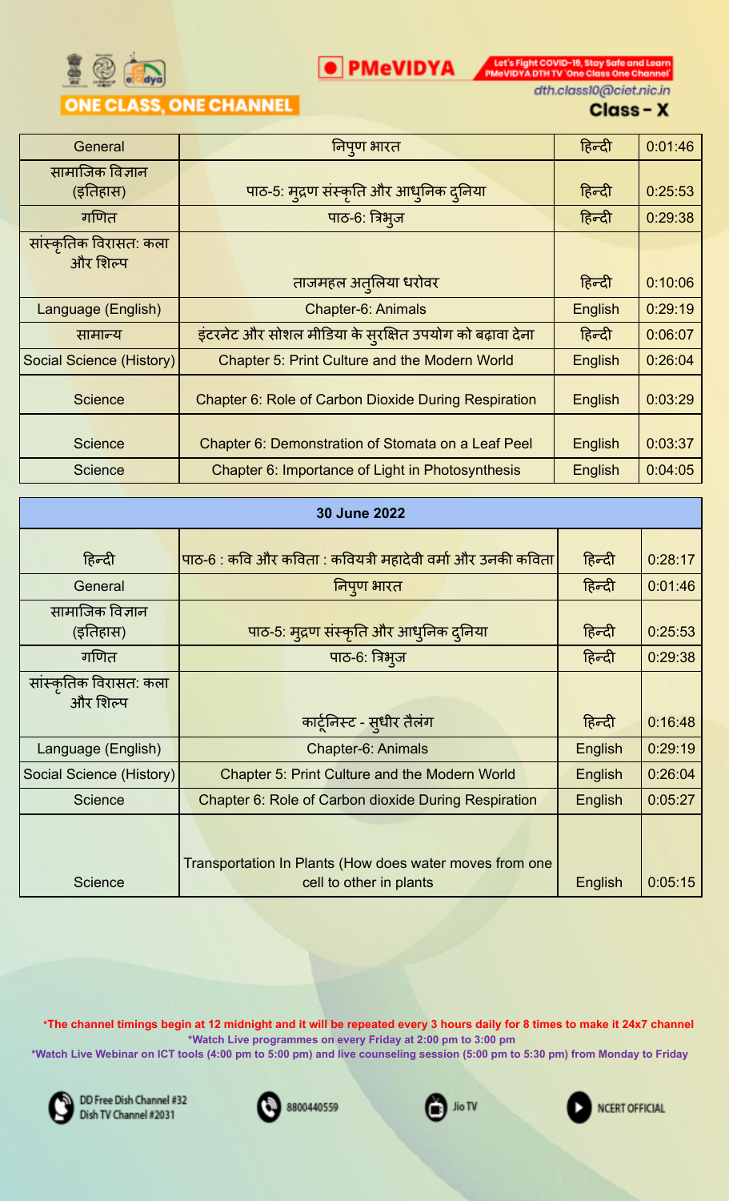ONE CLASS, ONE CHANNEL

PMeVIDYA

Let's Fight COVID-19, Stay Safe and Learn PMeVIDYA DTH TV 'One Class One Channel'

dth.class10@ciet.nic.in

**Class - X**

| | | | |
|---|---|---|---|
| General | निपुण भारत | हिन्दी | 0:01:46 |
| सामाजिक विज्ञान (इतिहास) | पाठ-5: मुद्रण संस्कृति और आधुनिक दुनिया | हिन्दी | 0:25:53 |
| गणित | पाठ-6: त्रिभुज | हिन्दी | 0:29:38 |
| सांस्कृतिक विरासत: कला और शिल्प | ताजमहल अतुलिया धरोवर | हिन्दी | 0:10:06 |
| Language (English) | Chapter-6: Animals | English | 0:29:19 |
| सामान्य | इंटरनेट और सोशल मीडिया के सुरक्षित उपयोग को बढ़ावा देना | हिन्दी | 0:06:07 |
| Social Science (History) | Chapter 5: Print Culture and the Modern World | English | 0:26:04 |
| Science | Chapter 6: Role of Carbon Dioxide During Respiration | English | 0:03:29 |
| Science | Chapter 6: Demonstration of Stomata on a Leaf Peel | English | 0:03:37 |
| Science | Chapter 6: Importance of Light in Photosynthesis | English | 0:04:05 |

| 30 June 2022 | | | |
|---|---|---|---|
| हिन्दी | पाठ-6 : कवि और कविता : कवियत्री महादेवी वर्मा और उनकी कविता | हिन्दी | 0:28:17 |
| General | निपुण भारत | हिन्दी | 0:01:46 |
| सामाजिक विज्ञान (इतिहास) | पाठ-5: मुद्रण संस्कृति और आधुनिक दुनिया | हिन्दी | 0:25:53 |
| गणित | पाठ-6: त्रिभुज | हिन्दी | 0:29:38 |
| सांस्कृतिक विरासत: कला और शिल्प | कार्टूनिस्ट - सुधीर तैलंग | हिन्दी | 0:16:48 |
| Language (English) | Chapter-6: Animals | English | 0:29:19 |
| Social Science (History) | Chapter 5: Print Culture and the Modern World | English | 0:26:04 |
| Science | Chapter 6: Role of Carbon dioxide During Respiration | English | 0:05:27 |
| Science | Transportation In Plants (How does water moves from one cell to other in plants | English | 0:05:15 |

*The channel timings begin at 12 midnight and it will be repeated every 3 hours daily for 8 times to make it 24x7 channel
*Watch Live programmes on every Friday at 2:00 pm to 3:00 pm
*Watch Live Webinar on ICT tools (4:00 pm to 5:00 pm) and live counseling session (5:00 pm to 5:30 pm) from Monday to Friday

DD Free Dish Channel #32
Dish TV Channel #2031

8800440559

Jio TV

NCERT OFFICIAL